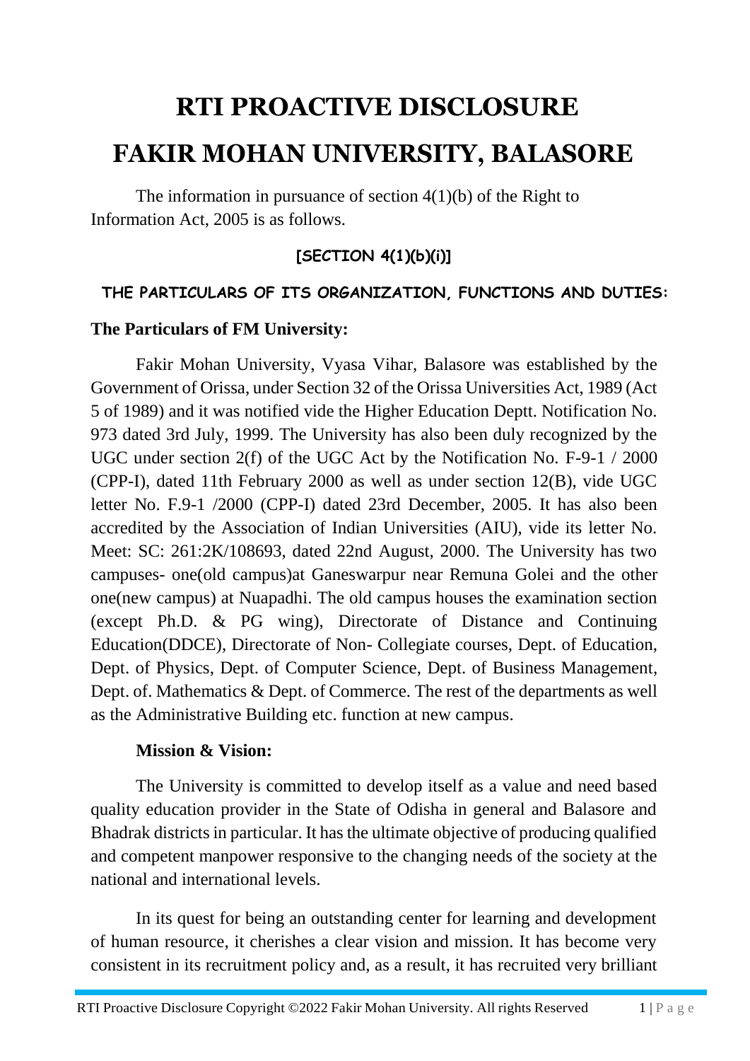# RTI PROACTIVE DISCLOSURE

# FAKIR MOHAN UNIVERSITY, BALASORE

The information in pursuance of section 4(1)(b) of the Right to Information Act, 2005 is as follows.

### [SECTION 4(1)(b)(i)]

### THE PARTICULARS OF ITS ORGANIZATION, FUNCTIONS AND DUTIES:

**The Particulars of FM University:**

Fakir Mohan University, Vyasa Vihar, Balasore was established by the Government of Orissa, under Section 32 of the Orissa Universities Act, 1989 (Act 5 of 1989) and it was notified vide the Higher Education Deptt. Notification No. 973 dated 3rd July, 1999. The University has also been duly recognized by the UGC under section 2(f) of the UGC Act by the Notification No. F-9-1 / 2000 (CPP-I), dated 11th February 2000 as well as under section 12(B), vide UGC letter No. F.9-1 /2000 (CPP-I) dated 23rd December, 2005. It has also been accredited by the Association of Indian Universities (AIU), vide its letter No. Meet: SC: 261:2K/108693, dated 22nd August, 2000. The University has two campuses- one(old campus)at Ganeswarpur near Remuna Golei and the other one(new campus) at Nuapadhi. The old campus houses the examination section (except Ph.D. & PG wing), Directorate of Distance and Continuing Education(DDCE), Directorate of Non- Collegiate courses, Dept. of Education, Dept. of Physics, Dept. of Computer Science, Dept. of Business Management, Dept. of. Mathematics & Dept. of Commerce. The rest of the departments as well as the Administrative Building etc. function at new campus.

**Mission & Vision:**

The University is committed to develop itself as a value and need based quality education provider in the State of Odisha in general and Balasore and Bhadrak districts in particular. It has the ultimate objective of producing qualified and competent manpower responsive to the changing needs of the society at the national and international levels.

In its quest for being an outstanding center for learning and development of human resource, it cherishes a clear vision and mission. It has become very consistent in its recruitment policy and, as a result, it has recruited very brilliant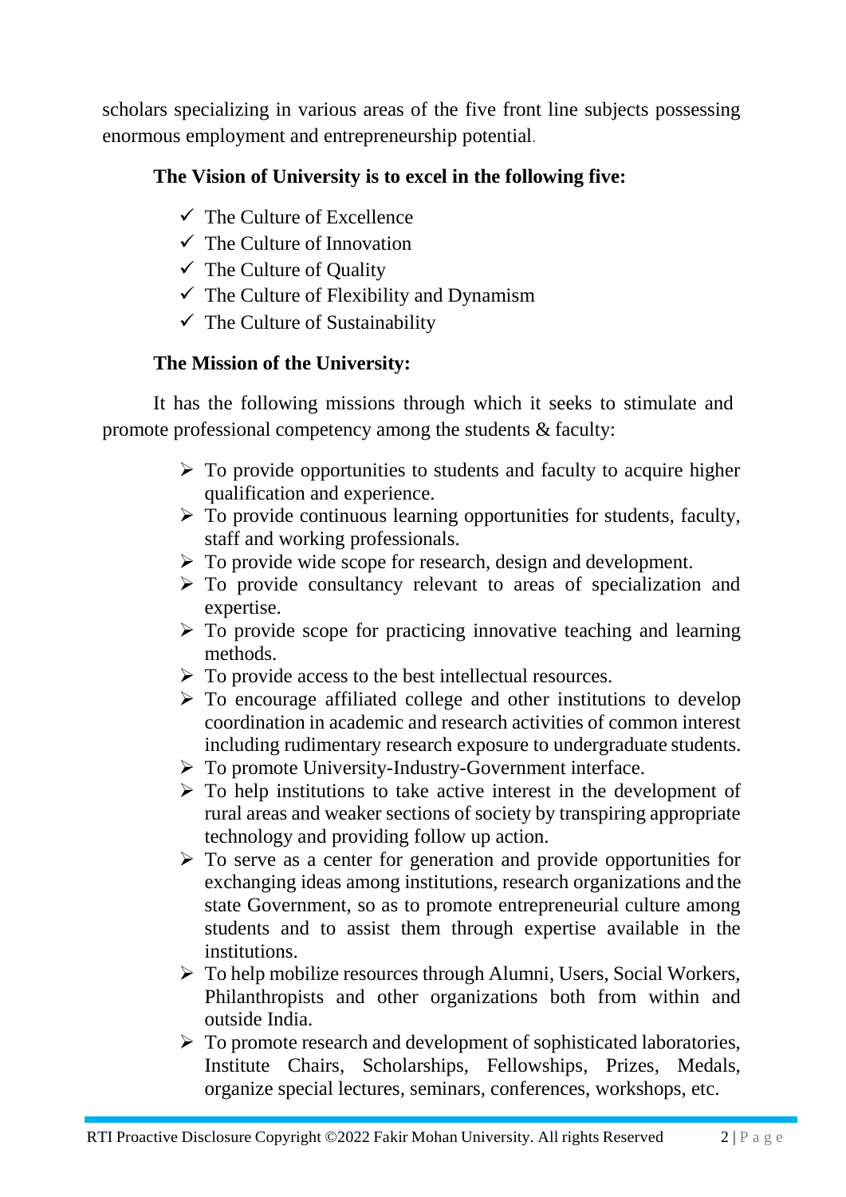scholars specializing in various areas of the five front line subjects possessing enormous employment and entrepreneurship potential.

**The Vision of University is to excel in the following five:**

- ✓ The Culture of Excellence
- ✓ The Culture of Innovation
- ✓ The Culture of Quality
- ✓ The Culture of Flexibility and Dynamism
- ✓ The Culture of Sustainability

**The Mission of the University:**

It has the following missions through which it seeks to stimulate and promote professional competency among the students & faculty:

- To provide opportunities to students and faculty to acquire higher qualification and experience.
- To provide continuous learning opportunities for students, faculty, staff and working professionals.
- To provide wide scope for research, design and development.
- To provide consultancy relevant to areas of specialization and expertise.
- To provide scope for practicing innovative teaching and learning methods.
- To provide access to the best intellectual resources.
- To encourage affiliated college and other institutions to develop coordination in academic and research activities of common interest including rudimentary research exposure to undergraduate students.
- To promote University-Industry-Government interface.
- To help institutions to take active interest in the development of rural areas and weaker sections of society by transpiring appropriate technology and providing follow up action.
- To serve as a center for generation and provide opportunities for exchanging ideas among institutions, research organizations and the state Government, so as to promote entrepreneurial culture among students and to assist them through expertise available in the institutions.
- To help mobilize resources through Alumni, Users, Social Workers, Philanthropists and other organizations both from within and outside India.
- To promote research and development of sophisticated laboratories, Institute Chairs, Scholarships, Fellowships, Prizes, Medals, organize special lectures, seminars, conferences, workshops, etc.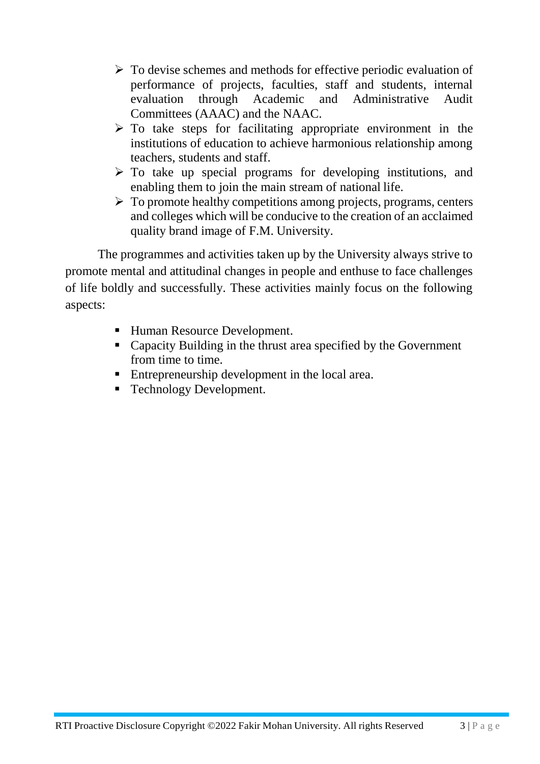- To devise schemes and methods for effective periodic evaluation of performance of projects, faculties, staff and students, internal evaluation through Academic and Administrative Audit Committees (AAAC) and the NAAC.
- To take steps for facilitating appropriate environment in the institutions of education to achieve harmonious relationship among teachers, students and staff.
- To take up special programs for developing institutions, and enabling them to join the main stream of national life.
- To promote healthy competitions among projects, programs, centers and colleges which will be conducive to the creation of an acclaimed quality brand image of F.M. University.

The programmes and activities taken up by the University always strive to promote mental and attitudinal changes in people and enthuse to face challenges of life boldly and successfully. These activities mainly focus on the following aspects:

- Human Resource Development.
- Capacity Building in the thrust area specified by the Government from time to time.
- Entrepreneurship development in the local area.
- Technology Development.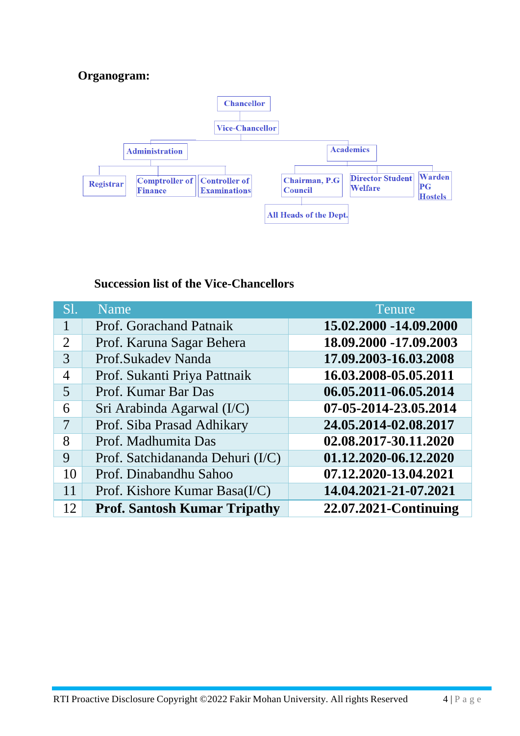**Organogram:**

Chancellor

Vice-Chancellor

Administration

- Registrar
- Comptroller of Finance
- Controller of Examinations

Academics

- Chairman, P.G Council
  - All Heads of the Dept.
- Director Student Welfare
- Warden PG Hostels

**Succession list of the Vice-Chancellors**

| Sl. | Name | Tenure |
|---|---|---|
| 1 | Prof. Gorachand Patnaik | **15.02.2000 -14.09.2000** |
| 2 | Prof. Karuna Sagar Behera | **18.09.2000 -17.09.2003** |
| 3 | Prof.Sukadev Nanda | **17.09.2003-16.03.2008** |
| 4 | Prof. Sukanti Priya Pattnaik | **16.03.2008-05.05.2011** |
| 5 | Prof. Kumar Bar Das | **06.05.2011-06.05.2014** |
| 6 | Sri Arabinda Agarwal (I/C) | **07-05-2014-23.05.2014** |
| 7 | Prof. Siba Prasad Adhikary | **24.05.2014-02.08.2017** |
| 8 | Prof. Madhumita Das | **02.08.2017-30.11.2020** |
| 9 | Prof. Satchidananda Dehuri (I/C) | **01.12.2020-06.12.2020** |
| 10 | Prof. Dinabandhu Sahoo | **07.12.2020-13.04.2021** |
| 11 | Prof. Kishore Kumar Basa(I/C) | **14.04.2021-21-07.2021** |
| 12 | **Prof. Santosh Kumar Tripathy** | **22.07.2021-Continuing** |

RTI Proactive Disclosure Copyright ©2022 Fakir Mohan University. All rights Reserved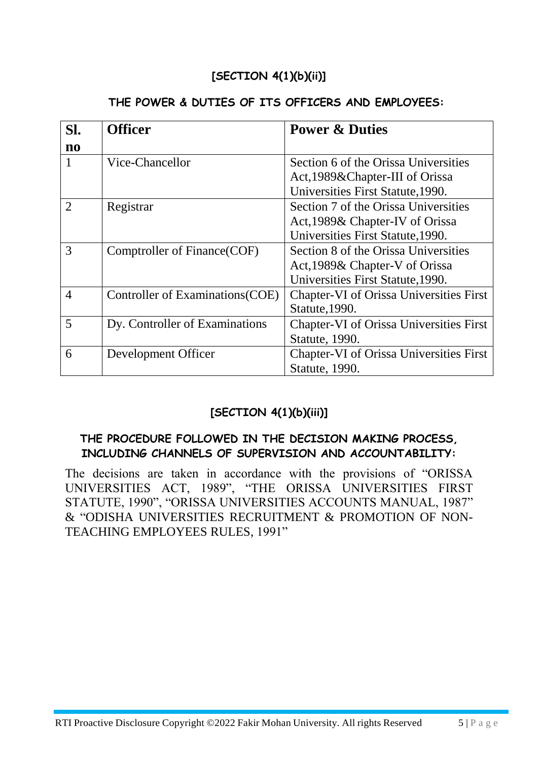## [SECTION 4(1)(b)(ii)]

### THE POWER & DUTIES OF ITS OFFICERS AND EMPLOYEES:

| Sl. no | Officer | Power & Duties |
|---|---|---|
| 1 | Vice-Chancellor | Section 6 of the Orissa Universities Act,1989&Chapter-III of Orissa Universities First Statute,1990. |
| 2 | Registrar | Section 7 of the Orissa Universities Act,1989& Chapter-IV of Orissa Universities First Statute,1990. |
| 3 | Comptroller of Finance(COF) | Section 8 of the Orissa Universities Act,1989& Chapter-V of Orissa Universities First Statute,1990. |
| 4 | Controller of Examinations(COE) | Chapter-VI of Orissa Universities First Statute,1990. |
| 5 | Dy. Controller of Examinations | Chapter-VI of Orissa Universities First Statute, 1990. |
| 6 | Development Officer | Chapter-VI of Orissa Universities First Statute, 1990. |

## [SECTION 4(1)(b)(iii)]

### THE PROCEDURE FOLLOWED IN THE DECISION MAKING PROCESS, INCLUDING CHANNELS OF SUPERVISION AND ACCOUNTABILITY:

The decisions are taken in accordance with the provisions of "ORISSA UNIVERSITIES ACT, 1989", "THE ORISSA UNIVERSITIES FIRST STATUTE, 1990", "ORISSA UNIVERSITIES ACCOUNTS MANUAL, 1987" & "ODISHA UNIVERSITIES RECRUITMENT & PROMOTION OF NON-TEACHING EMPLOYEES RULES, 1991"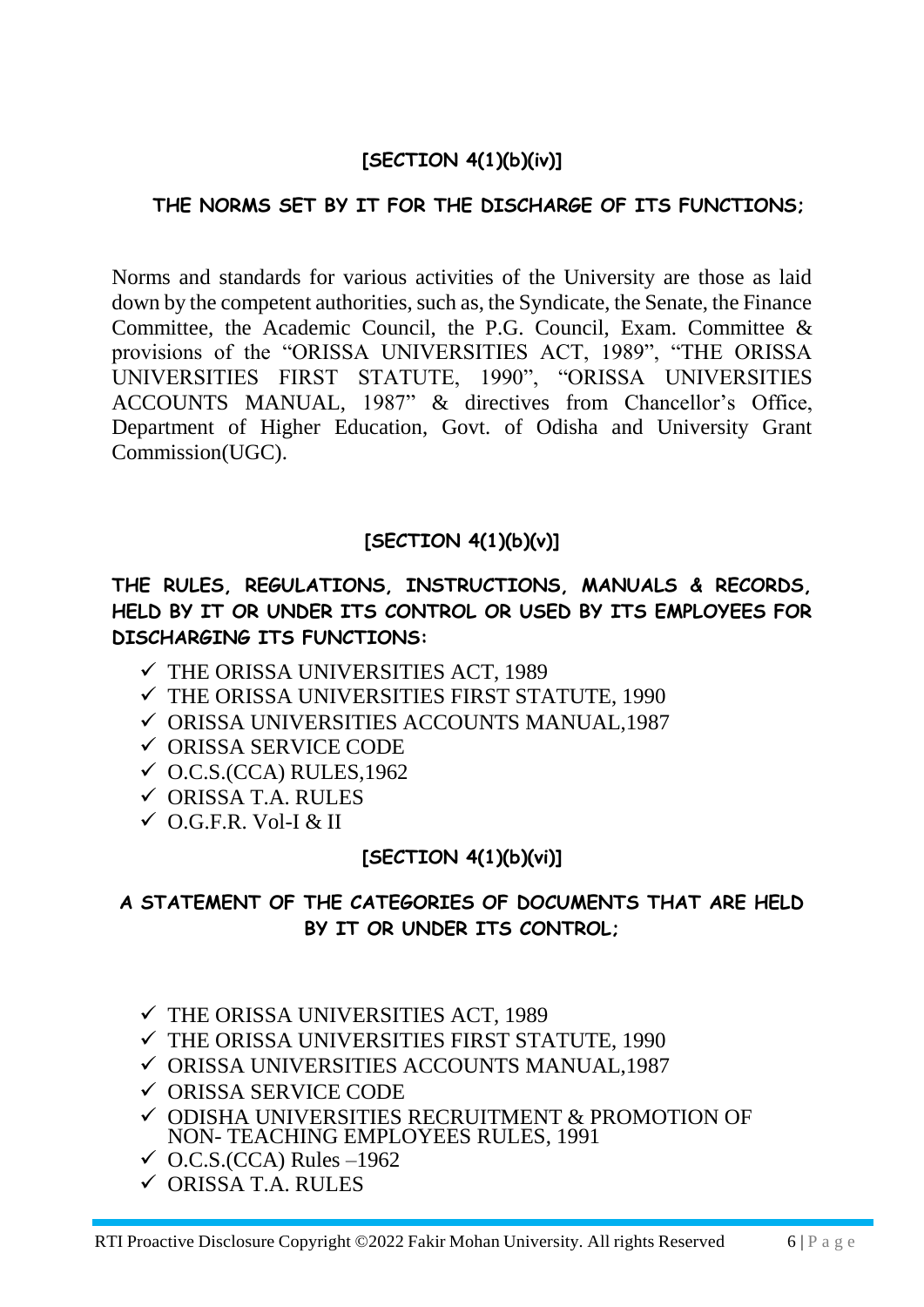## [SECTION 4(1)(b)(iv)]

### THE NORMS SET BY IT FOR THE DISCHARGE OF ITS FUNCTIONS;

Norms and standards for various activities of the University are those as laid down by the competent authorities, such as, the Syndicate, the Senate, the Finance Committee, the Academic Council, the P.G. Council, Exam. Committee & provisions of the "ORISSA UNIVERSITIES ACT, 1989", "THE ORISSA UNIVERSITIES FIRST STATUTE, 1990", "ORISSA UNIVERSITIES ACCOUNTS MANUAL, 1987" & directives from Chancellor's Office, Department of Higher Education, Govt. of Odisha and University Grant Commission(UGC).

## [SECTION 4(1)(b)(v)]

### THE RULES, REGULATIONS, INSTRUCTIONS, MANUALS & RECORDS, HELD BY IT OR UNDER ITS CONTROL OR USED BY ITS EMPLOYEES FOR DISCHARGING ITS FUNCTIONS:

- ✓ THE ORISSA UNIVERSITIES ACT, 1989
- ✓ THE ORISSA UNIVERSITIES FIRST STATUTE, 1990
- ✓ ORISSA UNIVERSITIES ACCOUNTS MANUAL,1987
- ✓ ORISSA SERVICE CODE
- ✓ O.C.S.(CCA) RULES,1962
- ✓ ORISSA T.A. RULES
- ✓ O.G.F.R. Vol-I & II

## [SECTION 4(1)(b)(vi)]

### A STATEMENT OF THE CATEGORIES OF DOCUMENTS THAT ARE HELD BY IT OR UNDER ITS CONTROL;

- ✓ THE ORISSA UNIVERSITIES ACT, 1989
- ✓ THE ORISSA UNIVERSITIES FIRST STATUTE, 1990
- ✓ ORISSA UNIVERSITIES ACCOUNTS MANUAL,1987
- ✓ ORISSA SERVICE CODE
- ✓ ODISHA UNIVERSITIES RECRUITMENT & PROMOTION OF NON- TEACHING EMPLOYEES RULES, 1991
- ✓ O.C.S.(CCA) Rules –1962
- ✓ ORISSA T.A. RULES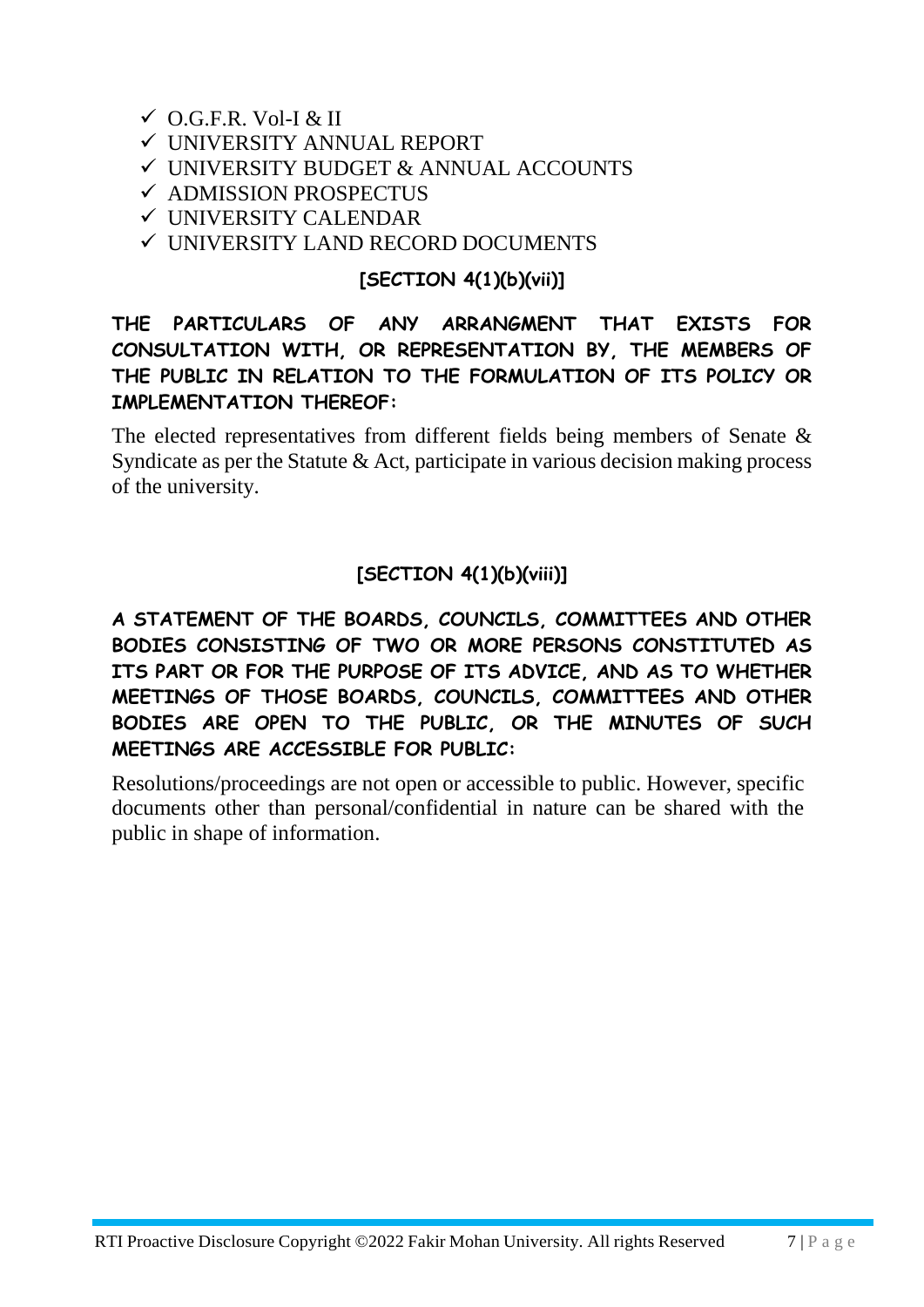- ✓ O.G.F.R. Vol-I & II
- ✓ UNIVERSITY ANNUAL REPORT
- ✓ UNIVERSITY BUDGET & ANNUAL ACCOUNTS
- ✓ ADMISSION PROSPECTUS
- ✓ UNIVERSITY CALENDAR
- ✓ UNIVERSITY LAND RECORD DOCUMENTS

**[SECTION 4(1)(b)(vii)]**

**THE PARTICULARS OF ANY ARRANGMENT THAT EXISTS FOR CONSULTATION WITH, OR REPRESENTATION BY, THE MEMBERS OF THE PUBLIC IN RELATION TO THE FORMULATION OF ITS POLICY OR IMPLEMENTATION THEREOF:**

The elected representatives from different fields being members of Senate & Syndicate as per the Statute & Act, participate in various decision making process of the university.

**[SECTION 4(1)(b)(viii)]**

**A STATEMENT OF THE BOARDS, COUNCILS, COMMITTEES AND OTHER BODIES CONSISTING OF TWO OR MORE PERSONS CONSTITUTED AS ITS PART OR FOR THE PURPOSE OF ITS ADVICE, AND AS TO WHETHER MEETINGS OF THOSE BOARDS, COUNCILS, COMMITTEES AND OTHER BODIES ARE OPEN TO THE PUBLIC, OR THE MINUTES OF SUCH MEETINGS ARE ACCESSIBLE FOR PUBLIC:**

Resolutions/proceedings are not open or accessible to public. However, specific documents other than personal/confidential in nature can be shared with the public in shape of information.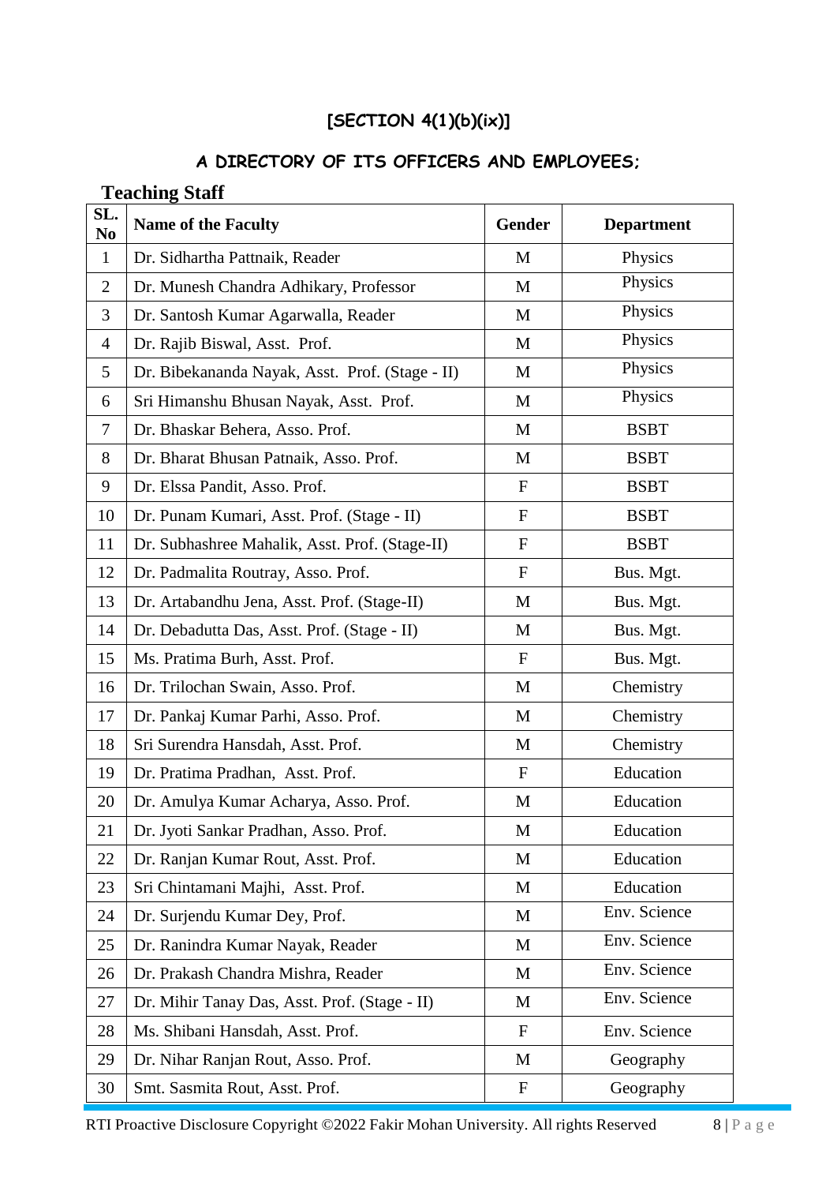## [SECTION 4(1)(b)(ix)]

## A DIRECTORY OF ITS OFFICERS AND EMPLOYEES;

### Teaching Staff

| SL. No | Name of the Faculty | Gender | Department |
|---|---|---|---|
| 1 | Dr. Sidhartha Pattnaik, Reader | M | Physics |
| 2 | Dr. Munesh Chandra Adhikary, Professor | M | Physics |
| 3 | Dr. Santosh Kumar Agarwalla, Reader | M | Physics |
| 4 | Dr. Rajib Biswal, Asst. Prof. | M | Physics |
| 5 | Dr. Bibekananda Nayak, Asst. Prof. (Stage - II) | M | Physics |
| 6 | Sri Himanshu Bhusan Nayak, Asst. Prof. | M | Physics |
| 7 | Dr. Bhaskar Behera, Asso. Prof. | M | BSBT |
| 8 | Dr. Bharat Bhusan Patnaik, Asso. Prof. | M | BSBT |
| 9 | Dr. Elssa Pandit, Asso. Prof. | F | BSBT |
| 10 | Dr. Punam Kumari, Asst. Prof. (Stage - II) | F | BSBT |
| 11 | Dr. Subhashree Mahalik, Asst. Prof. (Stage-II) | F | BSBT |
| 12 | Dr. Padmalita Routray, Asso. Prof. | F | Bus. Mgt. |
| 13 | Dr. Artabandhu Jena, Asst. Prof. (Stage-II) | M | Bus. Mgt. |
| 14 | Dr. Debadutta Das, Asst. Prof. (Stage - II) | M | Bus. Mgt. |
| 15 | Ms. Pratima Burh, Asst. Prof. | F | Bus. Mgt. |
| 16 | Dr. Trilochan Swain, Asso. Prof. | M | Chemistry |
| 17 | Dr. Pankaj Kumar Parhi, Asso. Prof. | M | Chemistry |
| 18 | Sri Surendra Hansdah, Asst. Prof. | M | Chemistry |
| 19 | Dr. Pratima Pradhan, Asst. Prof. | F | Education |
| 20 | Dr. Amulya Kumar Acharya, Asso. Prof. | M | Education |
| 21 | Dr. Jyoti Sankar Pradhan, Asso. Prof. | M | Education |
| 22 | Dr. Ranjan Kumar Rout, Asst. Prof. | M | Education |
| 23 | Sri Chintamani Majhi, Asst. Prof. | M | Education |
| 24 | Dr. Surjendu Kumar Dey, Prof. | M | Env. Science |
| 25 | Dr. Ranindra Kumar Nayak, Reader | M | Env. Science |
| 26 | Dr. Prakash Chandra Mishra, Reader | M | Env. Science |
| 27 | Dr. Mihir Tanay Das, Asst. Prof. (Stage - II) | M | Env. Science |
| 28 | Ms. Shibani Hansdah, Asst. Prof. | F | Env. Science |
| 29 | Dr. Nihar Ranjan Rout, Asso. Prof. | M | Geography |
| 30 | Smt. Sasmita Rout, Asst. Prof. | F | Geography |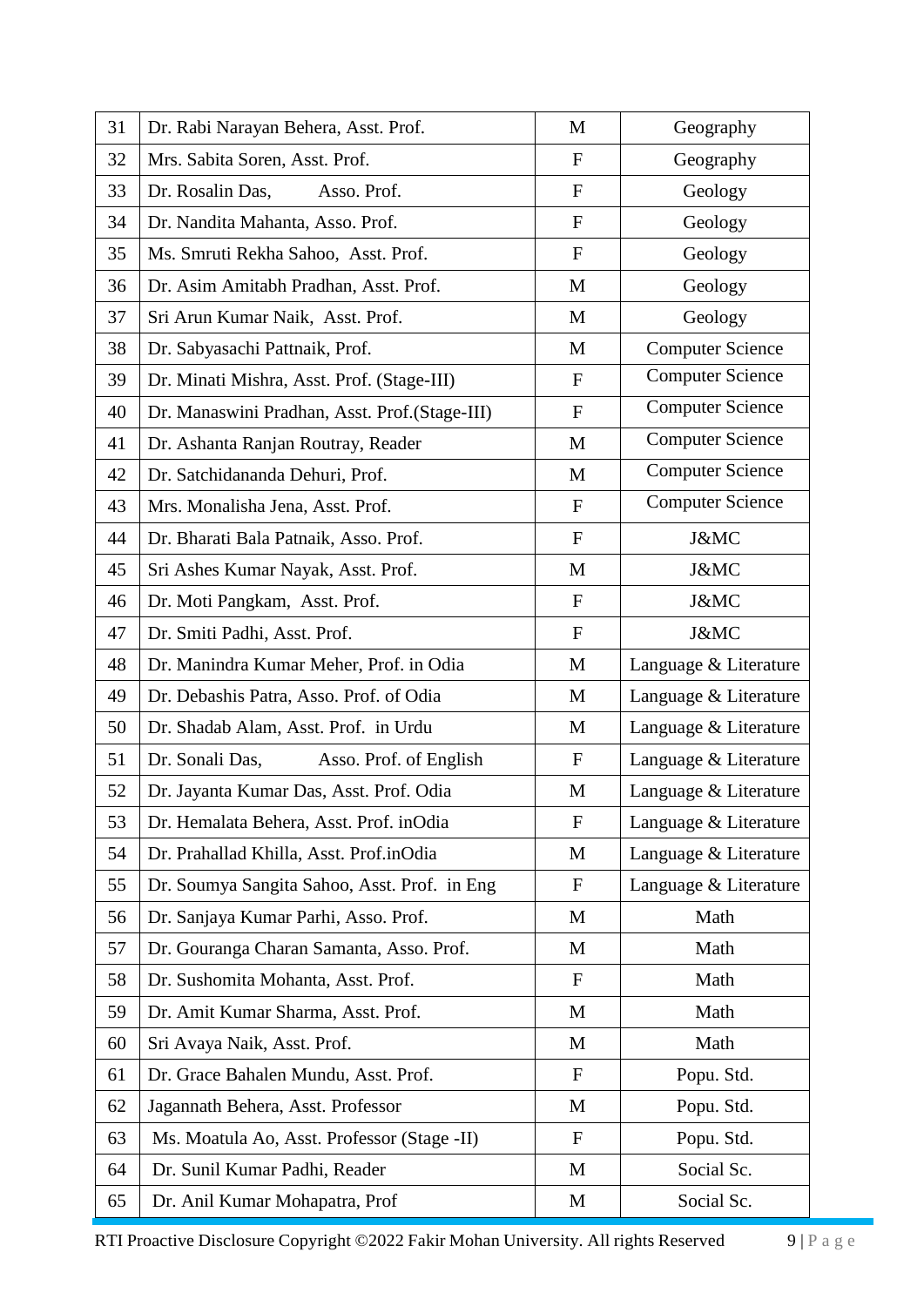| 31 | Dr. Rabi Narayan Behera, Asst. Prof. | M | Geography |
|---|---|---|---|
| 32 | Mrs. Sabita Soren, Asst. Prof. | F | Geography |
| 33 | Dr. Rosalin Das, Asso. Prof. | F | Geology |
| 34 | Dr. Nandita Mahanta, Asso. Prof. | F | Geology |
| 35 | Ms. Smruti Rekha Sahoo, Asst. Prof. | F | Geology |
| 36 | Dr. Asim Amitabh Pradhan, Asst. Prof. | M | Geology |
| 37 | Sri Arun Kumar Naik, Asst. Prof. | M | Geology |
| 38 | Dr. Sabyasachi Pattnaik, Prof. | M | Computer Science |
| 39 | Dr. Minati Mishra, Asst. Prof. (Stage-III) | F | Computer Science |
| 40 | Dr. Manaswini Pradhan, Asst. Prof.(Stage-III) | F | Computer Science |
| 41 | Dr. Ashanta Ranjan Routray, Reader | M | Computer Science |
| 42 | Dr. Satchidananda Dehuri, Prof. | M | Computer Science |
| 43 | Mrs. Monalisha Jena, Asst. Prof. | F | Computer Science |
| 44 | Dr. Bharati Bala Patnaik, Asso. Prof. | F | J&MC |
| 45 | Sri Ashes Kumar Nayak, Asst. Prof. | M | J&MC |
| 46 | Dr. Moti Pangkam, Asst. Prof. | F | J&MC |
| 47 | Dr. Smiti Padhi, Asst. Prof. | F | J&MC |
| 48 | Dr. Manindra Kumar Meher, Prof. in Odia | M | Language & Literature |
| 49 | Dr. Debashis Patra, Asso. Prof. of Odia | M | Language & Literature |
| 50 | Dr. Shadab Alam, Asst. Prof. in Urdu | M | Language & Literature |
| 51 | Dr. Sonali Das, Asso. Prof. of English | F | Language & Literature |
| 52 | Dr. Jayanta Kumar Das, Asst. Prof. Odia | M | Language & Literature |
| 53 | Dr. Hemalata Behera, Asst. Prof. inOdia | F | Language & Literature |
| 54 | Dr. Prahallad Khilla, Asst. Prof.inOdia | M | Language & Literature |
| 55 | Dr. Soumya Sangita Sahoo, Asst. Prof. in Eng | F | Language & Literature |
| 56 | Dr. Sanjaya Kumar Parhi, Asso. Prof. | M | Math |
| 57 | Dr. Gouranga Charan Samanta, Asso. Prof. | M | Math |
| 58 | Dr. Sushomita Mohanta, Asst. Prof. | F | Math |
| 59 | Dr. Amit Kumar Sharma, Asst. Prof. | M | Math |
| 60 | Sri Avaya Naik, Asst. Prof. | M | Math |
| 61 | Dr. Grace Bahalen Mundu, Asst. Prof. | F | Popu. Std. |
| 62 | Jagannath Behera, Asst. Professor | M | Popu. Std. |
| 63 | Ms. Moatula Ao, Asst. Professor (Stage -II) | F | Popu. Std. |
| 64 | Dr. Sunil Kumar Padhi, Reader | M | Social Sc. |
| 65 | Dr. Anil Kumar Mohapatra, Prof | M | Social Sc. |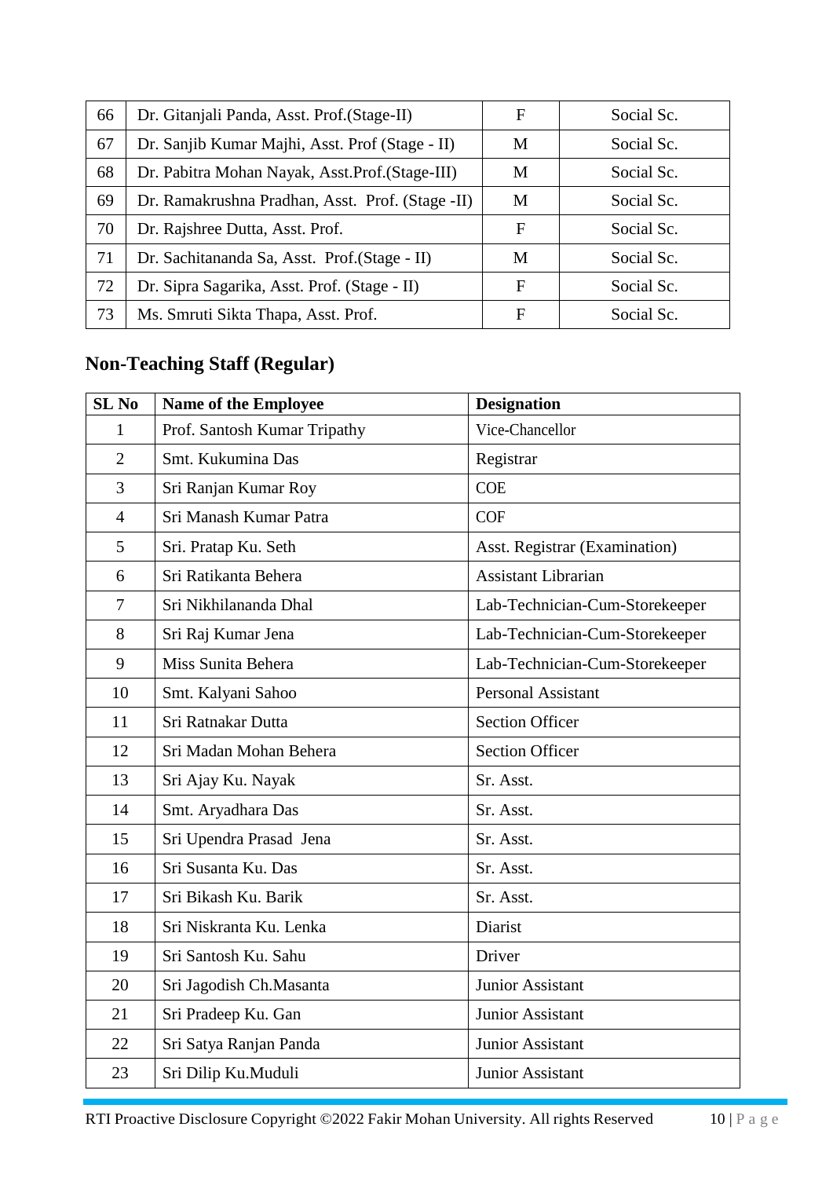| 66 | Dr. Gitanjali Panda, Asst. Prof.(Stage-II) | F | Social Sc. |
|---|---|---|---|
| 67 | Dr. Sanjib Kumar Majhi, Asst. Prof (Stage - II) | M | Social Sc. |
| 68 | Dr. Pabitra Mohan Nayak, Asst.Prof.(Stage-III) | M | Social Sc. |
| 69 | Dr. Ramakrushna Pradhan, Asst. Prof. (Stage -II) | M | Social Sc. |
| 70 | Dr. Rajshree Dutta, Asst. Prof. | F | Social Sc. |
| 71 | Dr. Sachitananda Sa, Asst. Prof.(Stage - II) | M | Social Sc. |
| 72 | Dr. Sipra Sagarika, Asst. Prof. (Stage - II) | F | Social Sc. |
| 73 | Ms. Smruti Sikta Thapa, Asst. Prof. | F | Social Sc. |

## Non-Teaching Staff (Regular)

| SL No | Name of the Employee | Designation |
|---|---|---|
| 1 | Prof. Santosh Kumar Tripathy | Vice-Chancellor |
| 2 | Smt. Kukumina Das | Registrar |
| 3 | Sri Ranjan Kumar Roy | COE |
| 4 | Sri Manash Kumar Patra | COF |
| 5 | Sri. Pratap Ku. Seth | Asst. Registrar (Examination) |
| 6 | Sri Ratikanta Behera | Assistant Librarian |
| 7 | Sri Nikhilananda Dhal | Lab-Technician-Cum-Storekeeper |
| 8 | Sri Raj Kumar Jena | Lab-Technician-Cum-Storekeeper |
| 9 | Miss Sunita Behera | Lab-Technician-Cum-Storekeeper |
| 10 | Smt. Kalyani Sahoo | Personal Assistant |
| 11 | Sri Ratnakar Dutta | Section Officer |
| 12 | Sri Madan Mohan Behera | Section Officer |
| 13 | Sri Ajay Ku. Nayak | Sr. Asst. |
| 14 | Smt. Aryadhara Das | Sr. Asst. |
| 15 | Sri Upendra Prasad Jena | Sr. Asst. |
| 16 | Sri Susanta Ku. Das | Sr. Asst. |
| 17 | Sri Bikash Ku. Barik | Sr. Asst. |
| 18 | Sri Niskranta Ku. Lenka | Diarist |
| 19 | Sri Santosh Ku. Sahu | Driver |
| 20 | Sri Jagodish Ch.Masanta | Junior Assistant |
| 21 | Sri Pradeep Ku. Gan | Junior Assistant |
| 22 | Sri Satya Ranjan Panda | Junior Assistant |
| 23 | Sri Dilip Ku.Muduli | Junior Assistant |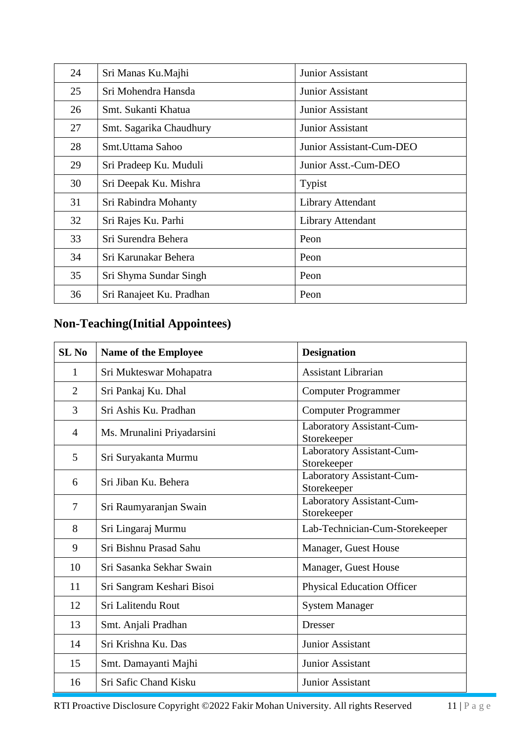| | | |
|---|---|---|
| 24 | Sri Manas Ku.Majhi | Junior Assistant |
| 25 | Sri Mohendra Hansda | Junior Assistant |
| 26 | Smt. Sukanti Khatua | Junior Assistant |
| 27 | Smt. Sagarika Chaudhury | Junior Assistant |
| 28 | Smt.Uttama Sahoo | Junior Assistant-Cum-DEO |
| 29 | Sri Pradeep Ku. Muduli | Junior Asst.-Cum-DEO |
| 30 | Sri Deepak Ku. Mishra | Typist |
| 31 | Sri Rabindra Mohanty | Library Attendant |
| 32 | Sri Rajes Ku. Parhi | Library Attendant |
| 33 | Sri Surendra Behera | Peon |
| 34 | Sri Karunakar Behera | Peon |
| 35 | Sri Shyma Sundar Singh | Peon |
| 36 | Sri Ranajeet Ku. Pradhan | Peon |

## Non-Teaching(Initial Appointees)

| SL No | Name of the Employee | Designation |
|---|---|---|
| 1 | Sri Mukteswar Mohapatra | Assistant Librarian |
| 2 | Sri Pankaj Ku. Dhal | Computer Programmer |
| 3 | Sri Ashis Ku. Pradhan | Computer Programmer |
| 4 | Ms. Mrunalini Priyadarsini | Laboratory Assistant-Cum-Storekeeper |
| 5 | Sri Suryakanta Murmu | Laboratory Assistant-Cum-Storekeeper |
| 6 | Sri Jiban Ku. Behera | Laboratory Assistant-Cum-Storekeeper |
| 7 | Sri Raumyaranjan Swain | Laboratory Assistant-Cum-Storekeeper |
| 8 | Sri Lingaraj Murmu | Lab-Technician-Cum-Storekeeper |
| 9 | Sri Bishnu Prasad Sahu | Manager, Guest House |
| 10 | Sri Sasanka Sekhar Swain | Manager, Guest House |
| 11 | Sri Sangram Keshari Bisoi | Physical Education Officer |
| 12 | Sri Lalitendu Rout | System Manager |
| 13 | Smt. Anjali Pradhan | Dresser |
| 14 | Sri Krishna Ku. Das | Junior Assistant |
| 15 | Smt. Damayanti Majhi | Junior Assistant |
| 16 | Sri Safic Chand Kisku | Junior Assistant |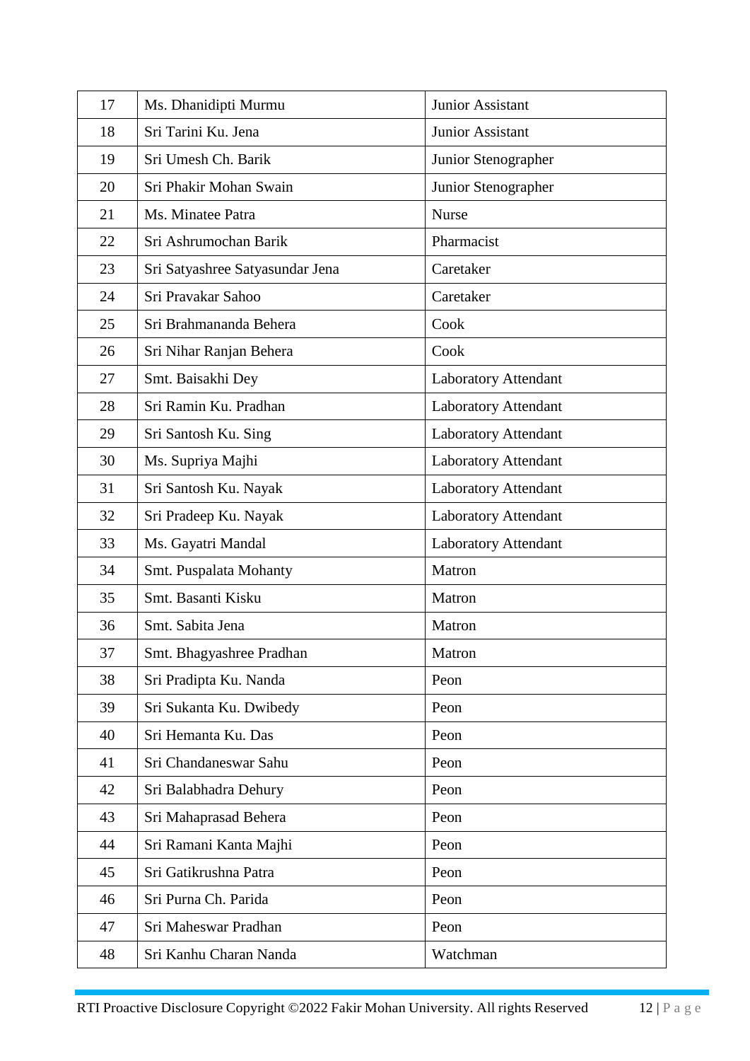| | | |
|---|---|---|
| 17 | Ms. Dhanidipti Murmu | Junior Assistant |
| 18 | Sri Tarini Ku. Jena | Junior Assistant |
| 19 | Sri Umesh Ch. Barik | Junior Stenographer |
| 20 | Sri Phakir Mohan Swain | Junior Stenographer |
| 21 | Ms. Minatee Patra | Nurse |
| 22 | Sri Ashrumochan Barik | Pharmacist |
| 23 | Sri Satyashree Satyasundar Jena | Caretaker |
| 24 | Sri Pravakar Sahoo | Caretaker |
| 25 | Sri Brahmananda Behera | Cook |
| 26 | Sri Nihar Ranjan Behera | Cook |
| 27 | Smt. Baisakhi Dey | Laboratory Attendant |
| 28 | Sri Ramin Ku. Pradhan | Laboratory Attendant |
| 29 | Sri Santosh Ku. Sing | Laboratory Attendant |
| 30 | Ms. Supriya Majhi | Laboratory Attendant |
| 31 | Sri Santosh Ku. Nayak | Laboratory Attendant |
| 32 | Sri Pradeep Ku. Nayak | Laboratory Attendant |
| 33 | Ms. Gayatri Mandal | Laboratory Attendant |
| 34 | Smt. Puspalata Mohanty | Matron |
| 35 | Smt. Basanti Kisku | Matron |
| 36 | Smt. Sabita Jena | Matron |
| 37 | Smt. Bhagyashree Pradhan | Matron |
| 38 | Sri Pradipta Ku. Nanda | Peon |
| 39 | Sri Sukanta Ku. Dwibedy | Peon |
| 40 | Sri Hemanta Ku. Das | Peon |
| 41 | Sri Chandaneswar Sahu | Peon |
| 42 | Sri Balabhadra Dehury | Peon |
| 43 | Sri Mahaprasad Behera | Peon |
| 44 | Sri Ramani Kanta Majhi | Peon |
| 45 | Sri Gatikrushna Patra | Peon |
| 46 | Sri Purna Ch. Parida | Peon |
| 47 | Sri Maheswar Pradhan | Peon |
| 48 | Sri Kanhu Charan Nanda | Watchman |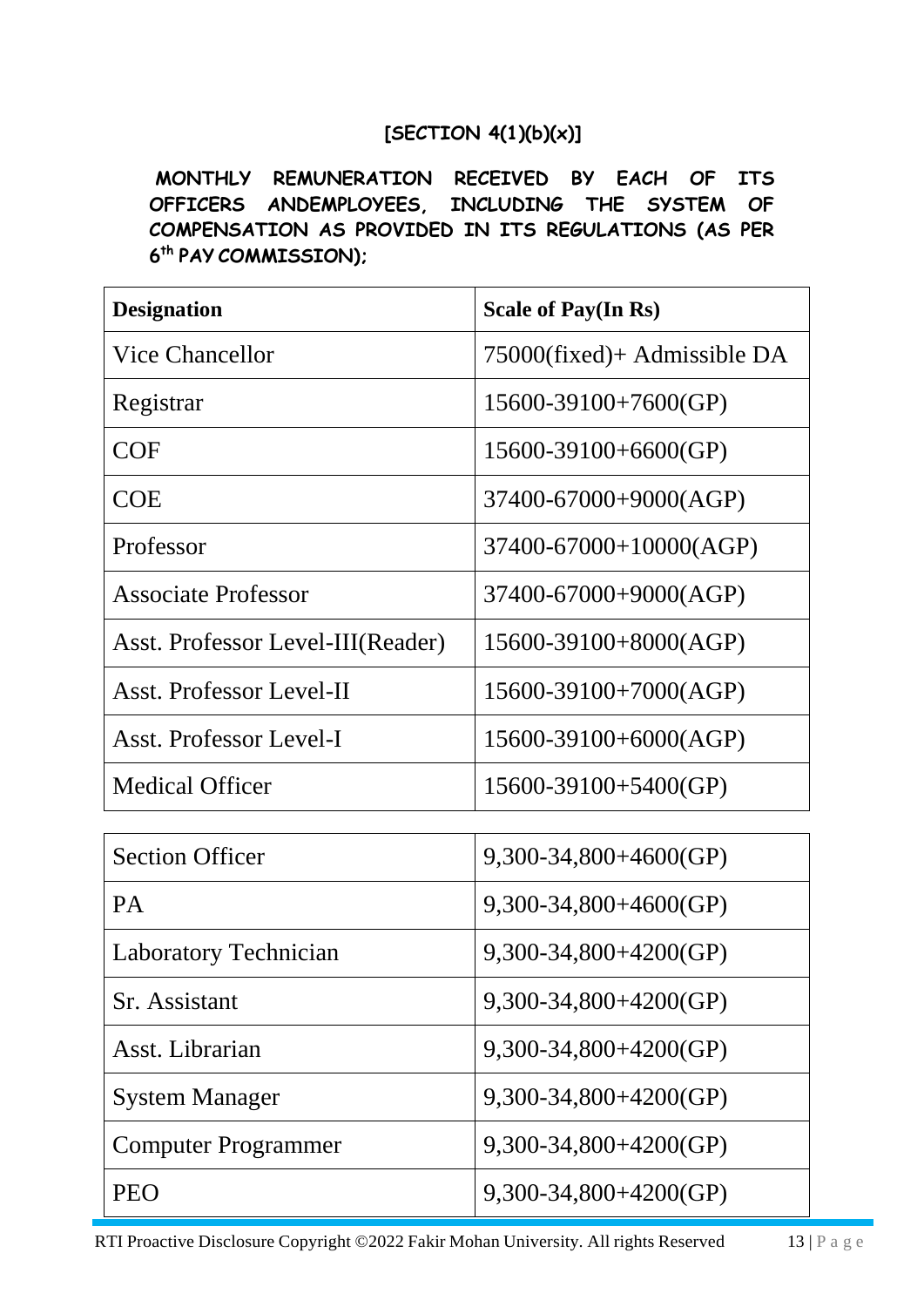**[SECTION 4(1)(b)(x)]**

**MONTHLY REMUNERATION RECEIVED BY EACH OF ITS OFFICERS ANDEMPLOYEES, INCLUDING THE SYSTEM OF COMPENSATION AS PROVIDED IN ITS REGULATIONS (AS PER 6th PAY COMMISSION);**

| Designation | Scale of Pay(In Rs) |
|---|---|
| Vice Chancellor | 75000(fixed)+ Admissible DA |
| Registrar | 15600-39100+7600(GP) |
| COF | 15600-39100+6600(GP) |
| COE | 37400-67000+9000(AGP) |
| Professor | 37400-67000+10000(AGP) |
| Associate Professor | 37400-67000+9000(AGP) |
| Asst. Professor Level-III(Reader) | 15600-39100+8000(AGP) |
| Asst. Professor Level-II | 15600-39100+7000(AGP) |
| Asst. Professor Level-I | 15600-39100+6000(AGP) |
| Medical Officer | 15600-39100+5400(GP) |
| Section Officer | 9,300-34,800+4600(GP) |
| PA | 9,300-34,800+4600(GP) |
| Laboratory Technician | 9,300-34,800+4200(GP) |
| Sr. Assistant | 9,300-34,800+4200(GP) |
| Asst. Librarian | 9,300-34,800+4200(GP) |
| System Manager | 9,300-34,800+4200(GP) |
| Computer Programmer | 9,300-34,800+4200(GP) |
| PEO | 9,300-34,800+4200(GP) |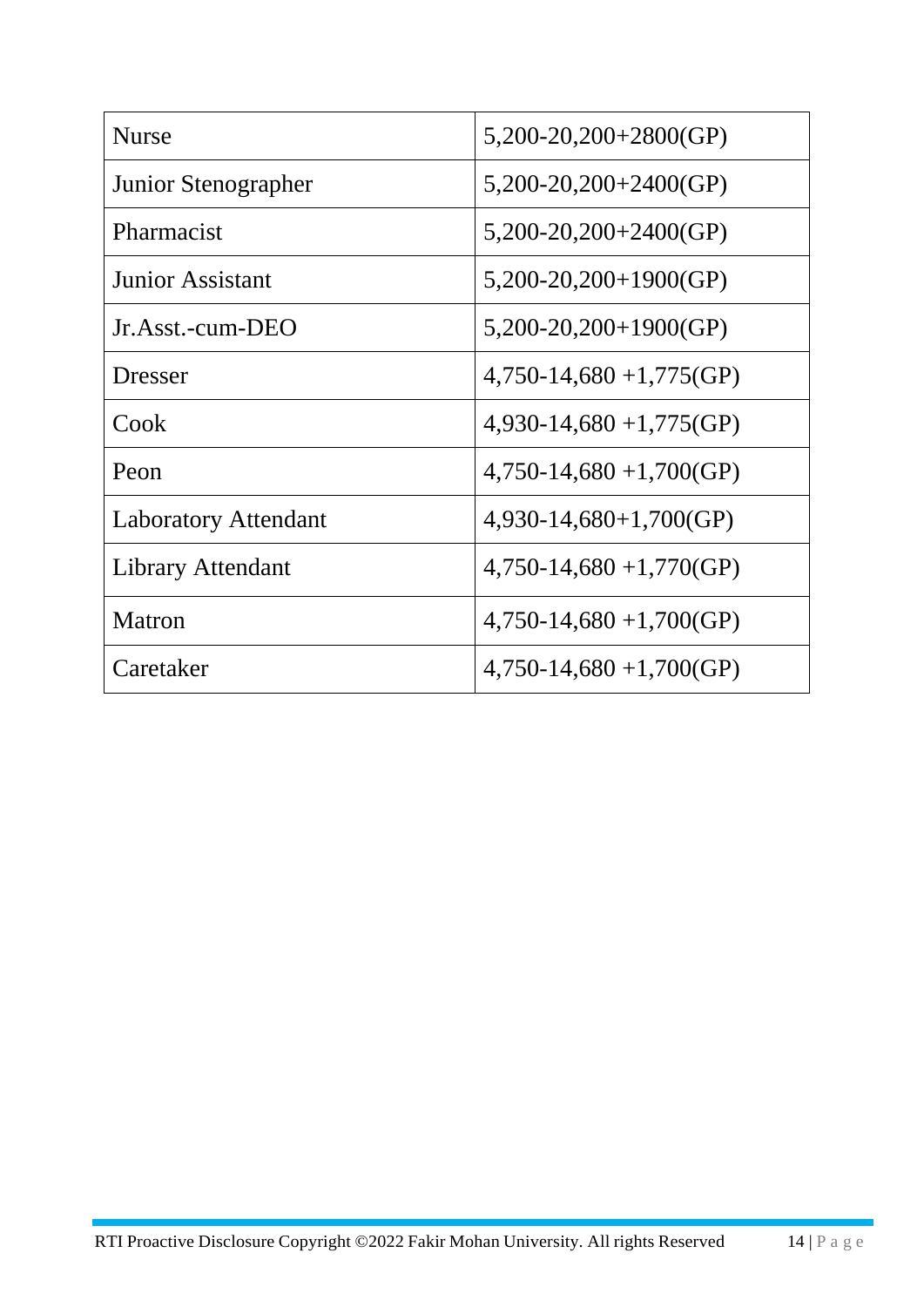| Nurse | 5,200-20,200+2800(GP) |
|---|---|
| Junior Stenographer | 5,200-20,200+2400(GP) |
| Pharmacist | 5,200-20,200+2400(GP) |
| Junior Assistant | 5,200-20,200+1900(GP) |
| Jr.Asst.-cum-DEO | 5,200-20,200+1900(GP) |
| Dresser | 4,750-14,680 +1,775(GP) |
| Cook | 4,930-14,680 +1,775(GP) |
| Peon | 4,750-14,680 +1,700(GP) |
| Laboratory Attendant | 4,930-14,680+1,700(GP) |
| Library Attendant | 4,750-14,680 +1,770(GP) |
| Matron | 4,750-14,680 +1,700(GP) |
| Caretaker | 4,750-14,680 +1,700(GP) |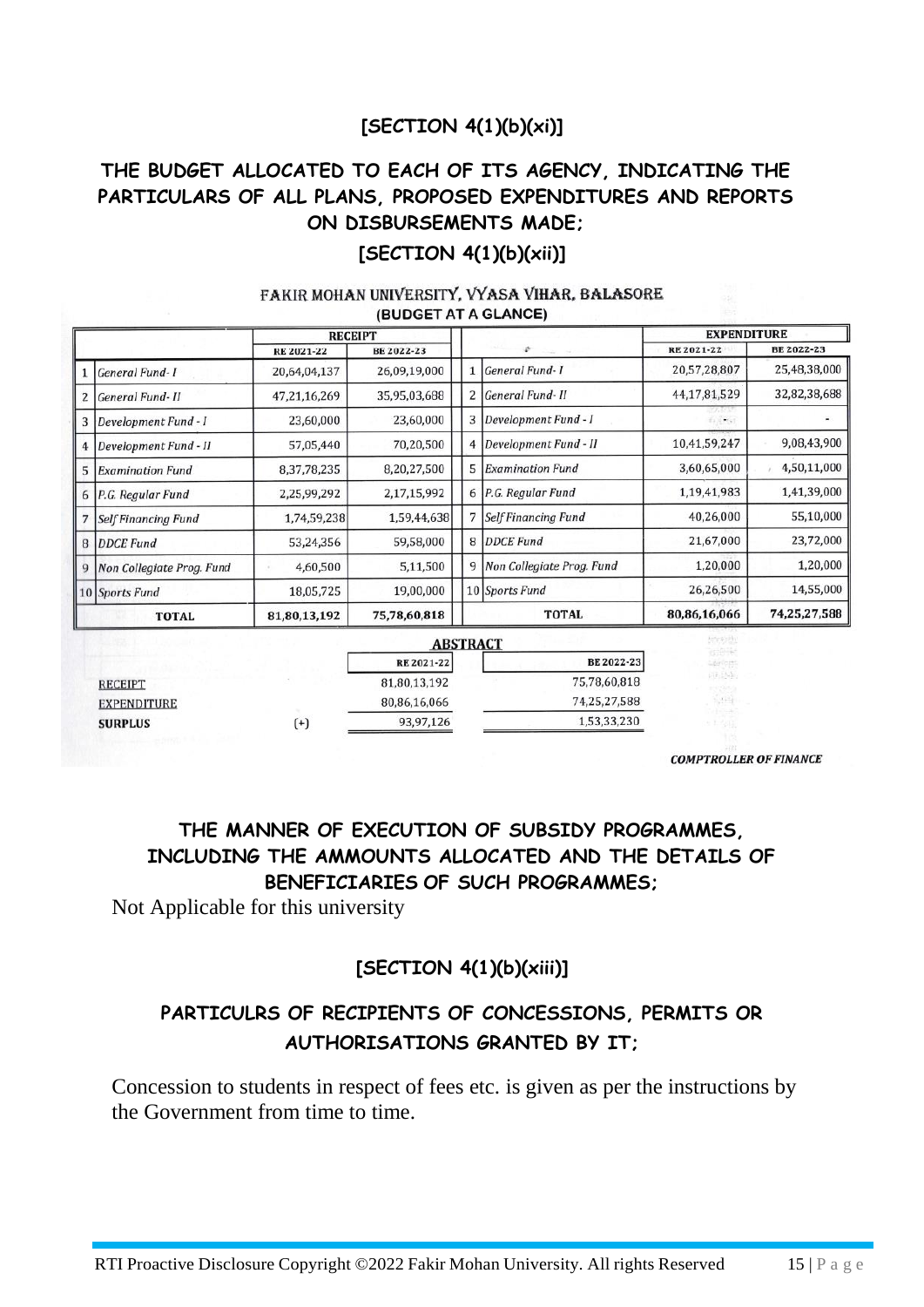## [SECTION 4(1)(b)(xi)]

## THE BUDGET ALLOCATED TO EACH OF ITS AGENCY, INDICATING THE PARTICULARS OF ALL PLANS, PROPOSED EXPENDITURES AND REPORTS ON DISBURSEMENTS MADE;

## [SECTION 4(1)(b)(xii)]

FAKIR MOHAN UNIVERSITY, VYASA VIHAR, BALASORE
(BUDGET AT A GLANCE)

| | | RECEIPT | | | | EXPENDITURE | |
|---|---|---|---|---|---|---|---|
| | | RE 2021-22 | BE 2022-23 | | | RE 2021-22 | BE 2022-23 |
| 1 | General Fund- I | 20,64,04,137 | 26,09,19,000 | 1 | General Fund- I | 20,57,28,807 | 25,48,38,000 |
| 2 | General Fund- II | 47,21,16,269 | 35,95,03,688 | 2 | General Fund- II | 44,17,81,529 | 32,82,38,688 |
| 3 | Development Fund - I | 23,60,000 | 23,60,000 | 3 | Development Fund - I | - | - |
| 4 | Development Fund - II | 57,05,440 | 70,20,500 | 4 | Development Fund - II | 10,41,59,247 | 9,08,43,900 |
| 5 | Examination Fund | 8,37,78,235 | 8,20,27,500 | 5 | Examination Fund | 3,60,65,000 | 4,50,11,000 |
| 6 | P.G. Regular Fund | 2,25,99,292 | 2,17,15,992 | 6 | P.G. Regular Fund | 1,19,41,983 | 1,41,39,000 |
| 7 | Self Financing Fund | 1,74,59,238 | 1,59,44,638 | 7 | Self Financing Fund | 40,26,000 | 55,10,000 |
| 8 | DDCE Fund | 53,24,356 | 59,58,000 | 8 | DDCE Fund | 21,67,000 | 23,72,000 |
| 9 | Non Collegiate Prog. Fund | 4,60,500 | 5,11,500 | 9 | Non Collegiate Prog. Fund | 1,20,000 | 1,20,000 |
| 10 | Sports Fund | 18,05,725 | 19,00,000 | 10 | Sports Fund | 26,26,500 | 14,55,000 |
| | **TOTAL** | **81,80,13,192** | **75,78,60,818** | | **TOTAL** | **80,86,16,066** | **74,25,27,588** |

**ABSTRACT**

| | | RE 2021-22 | BE 2022-23 |
|---|---|---|---|
| RECEIPT | | 81,80,13,192 | 75,78,60,818 |
| EXPENDITURE | | 80,86,16,066 | 74,25,27,588 |
| **SURPLUS** | (+) | 93,97,126 | 1,53,33,230 |

*COMPTROLLER OF FINANCE*

## THE MANNER OF EXECUTION OF SUBSIDY PROGRAMMES, INCLUDING THE AMMOUNTS ALLOCATED AND THE DETAILS OF BENEFICIARIES OF SUCH PROGRAMMES;

Not Applicable for this university

## [SECTION 4(1)(b)(xiii)]

## PARTICULRS OF RECIPIENTS OF CONCESSIONS, PERMITS OR AUTHORISATIONS GRANTED BY IT;

Concession to students in respect of fees etc. is given as per the instructions by the Government from time to time.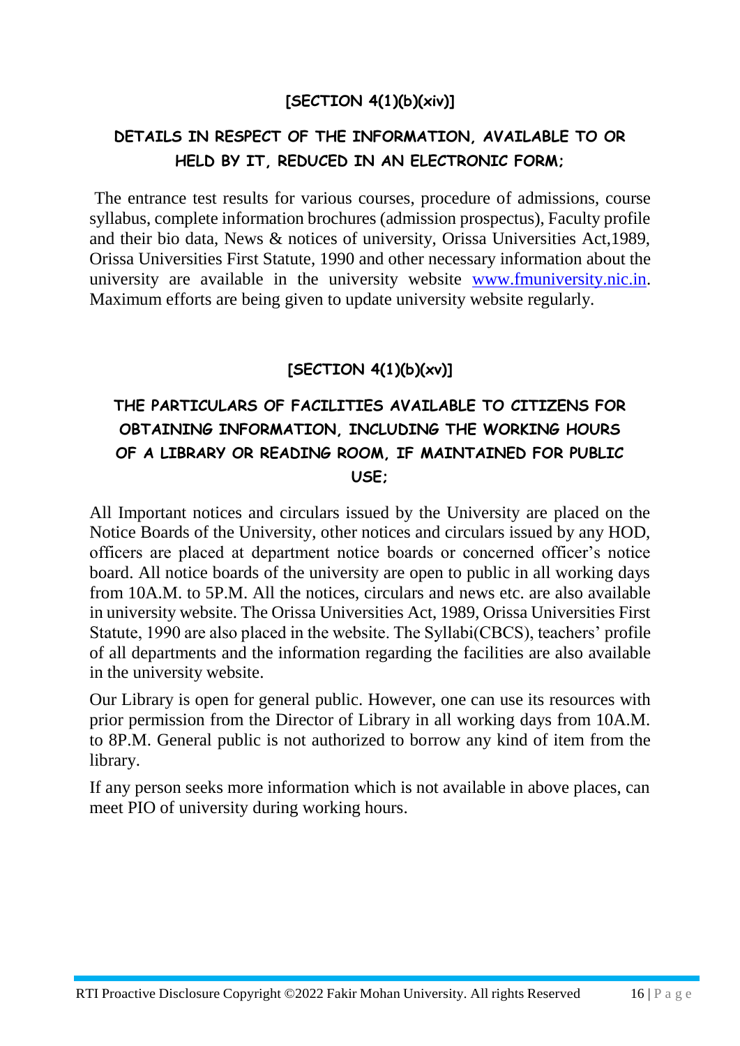## [SECTION 4(1)(b)(xiv)]

## DETAILS IN RESPECT OF THE INFORMATION, AVAILABLE TO OR HELD BY IT, REDUCED IN AN ELECTRONIC FORM;

The entrance test results for various courses, procedure of admissions, course syllabus, complete information brochures (admission prospectus), Faculty profile and their bio data, News & notices of university, Orissa Universities Act,1989, Orissa Universities First Statute, 1990 and other necessary information about the university are available in the university website [www.fmuniversity.nic.in](http://www.fmuniversity.nic.in). Maximum efforts are being given to update university website regularly.

## [SECTION 4(1)(b)(xv)]

## THE PARTICULARS OF FACILITIES AVAILABLE TO CITIZENS FOR OBTAINING INFORMATION, INCLUDING THE WORKING HOURS OF A LIBRARY OR READING ROOM, IF MAINTAINED FOR PUBLIC USE;

All Important notices and circulars issued by the University are placed on the Notice Boards of the University, other notices and circulars issued by any HOD, officers are placed at department notice boards or concerned officer's notice board. All notice boards of the university are open to public in all working days from 10A.M. to 5P.M. All the notices, circulars and news etc. are also available in university website. The Orissa Universities Act, 1989, Orissa Universities First Statute, 1990 are also placed in the website. The Syllabi(CBCS), teachers' profile of all departments and the information regarding the facilities are also available in the university website.

Our Library is open for general public. However, one can use its resources with prior permission from the Director of Library in all working days from 10A.M. to 8P.M. General public is not authorized to borrow any kind of item from the library.

If any person seeks more information which is not available in above places, can meet PIO of university during working hours.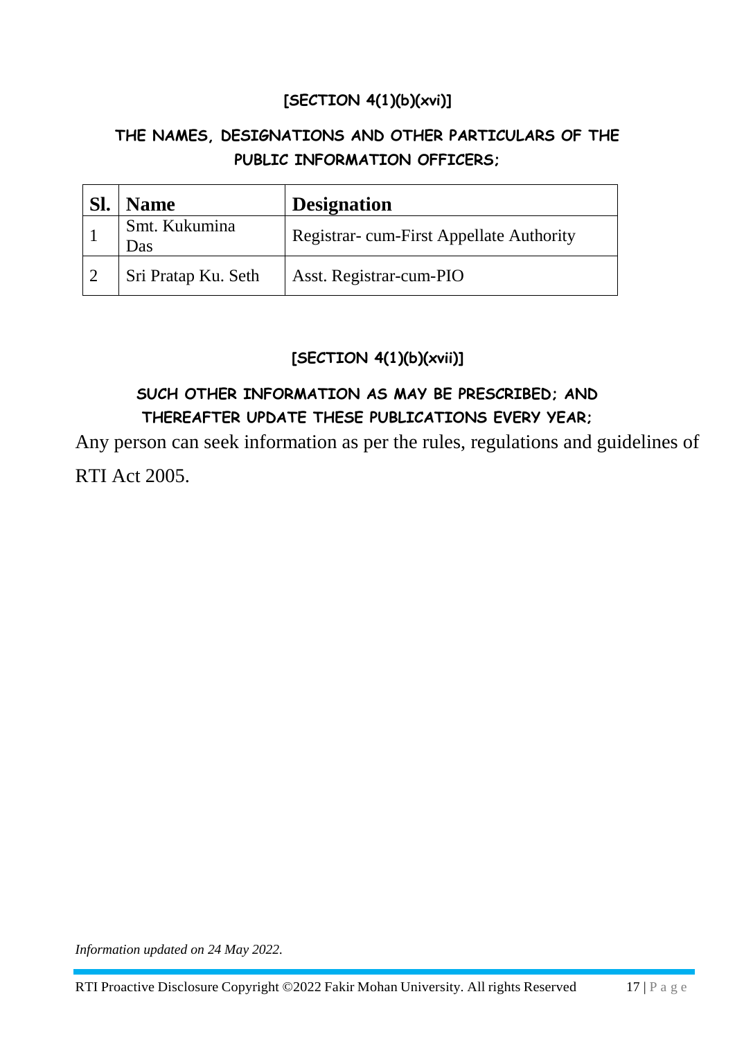### [SECTION 4(1)(b)(xvi)]

### THE NAMES, DESIGNATIONS AND OTHER PARTICULARS OF THE PUBLIC INFORMATION OFFICERS;

| Sl. | Name | Designation |
|---|---|---|
| 1 | Smt. Kukumina Das | Registrar- cum-First Appellate Authority |
| 2 | Sri Pratap Ku. Seth | Asst. Registrar-cum-PIO |

### [SECTION 4(1)(b)(xvii)]

### SUCH OTHER INFORMATION AS MAY BE PRESCRIBED; AND THEREAFTER UPDATE THESE PUBLICATIONS EVERY YEAR;

Any person can seek information as per the rules, regulations and guidelines of RTI Act 2005.

*Information updated on 24 May 2022.*